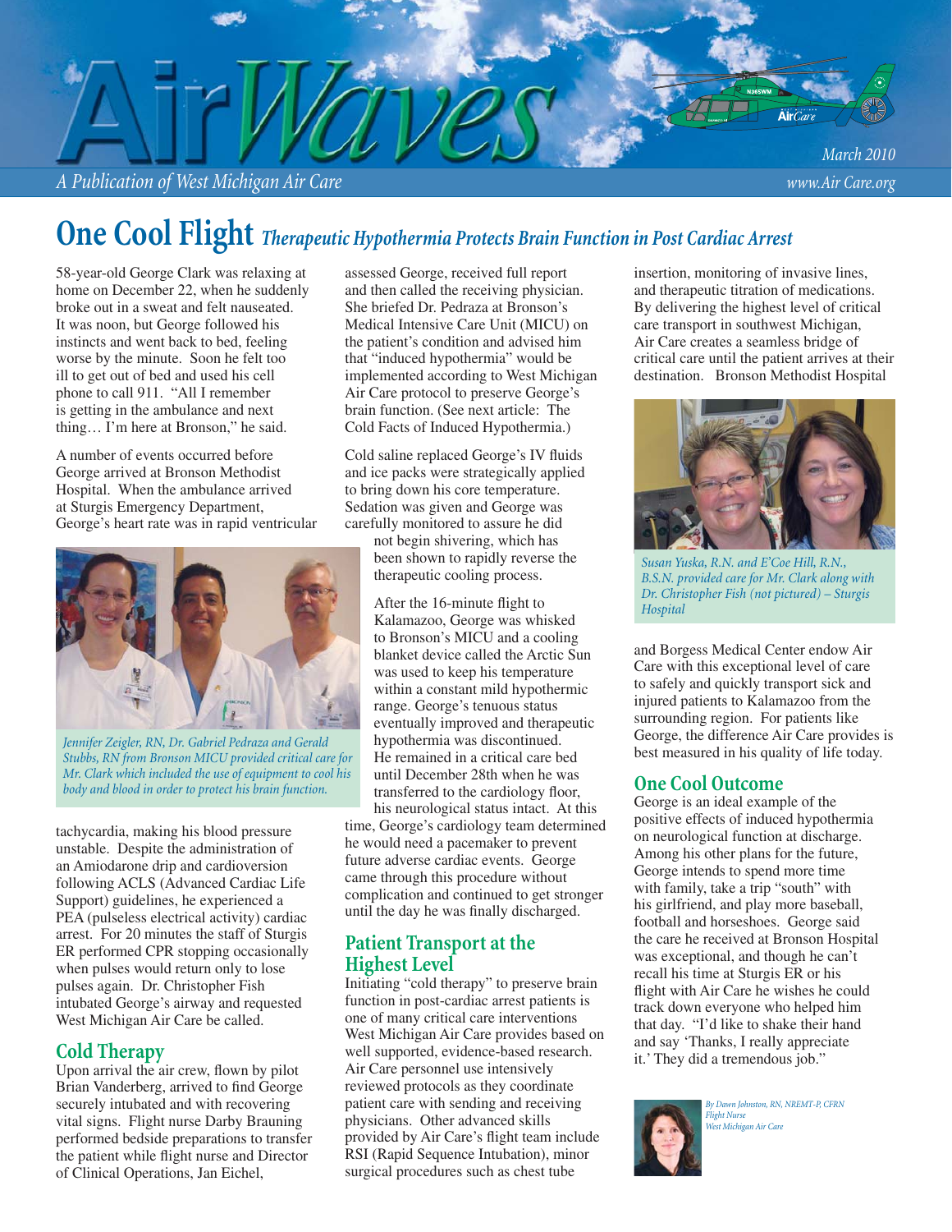# AirWaves

*A Publication of West Michigan Air Care*

March 2010

www.Air Care.org

## One Cool Flight *Therapeutic Hypothermia Protects Brain Function in Post Cardiac Arrest*

58-year-old George Clark was relaxing at home on December 22, when he suddenly broke out in a sweat and felt nauseated. It was noon, but George followed his instincts and went back to bed, feeling worse by the minute. Soon he felt too ill to get out of bed and used his cell phone to call 911. "All I remember is getting in the ambulance and next thing… I'm here at Bronson," he said.

A number of events occurred before George arrived at Bronson Methodist Hospital. When the ambulance arrived at Sturgis Emergency Department, George's heart rate was in rapid ventricular tachycardia, making his blood pressure unstable. Despite the administration of an Amiodarone drip and cardioversion following ACLS (Advanced Cardiac Life Support) guidelines, he experienced a PEA (pulseless electrical activity) cardiac arrest. For 20 minutes the staff of Sturgis ER performed CPR stopping occasionally when pulses would return only to lose pulses again. Dr. Christopher Fish intubated George's airway and requested West Michigan Air Care be called.

*Jennifer Zeigler, RN, Dr. Gabriel Pedraza and Gerald Stubbs, RN from Bronson MICU provided critical care for Mr. Clark which included the use of equipment to cool his body and blood in order to protect his brain function.*

### Cold Therapy

Upon arrival the air crew, flown by pilot Brian Vanderberg, arrived to find George securely intubated and with recovering vital signs. Flight nurse Darby Brauning performed bedside preparations to transfer the patient while flight nurse and Director of Clinical Operations, Jan Eichel, assessed George, received full report and then called the receiving physician. She briefed Dr. Pedraza at Bronson's Medical Intensive Care Unit (MICU) on the patient's condition and advised him that "induced hypothermia" would be implemented according to West Michigan Air Care protocol to preserve George's brain function. (See next article: The Cold Facts of Induced Hypothermia.)

Cold saline replaced George's IV fluids and ice packs were strategically applied to bring down his core temperature. Sedation was given and George was carefully monitored to assure he did not begin shivering, which has been shown to rapidly reverse the therapeutic cooling process.

After the 16-minute flight to Kalamazoo, George was whisked to Bronson's MICU and a cooling blanket device called the Arctic Sun was used to keep his temperature within a constant mild hypothermic range. George's tenuous status eventually improved and therapeutic hypothermia was discontinued. He remained in a critical care bed until December 28th when he was transferred to the cardiology floor, his neurological status intact. At this time, George's cardiology team determined he would need a pacemaker to prevent future adverse cardiac events. George came through this procedure without complication and continued to get stronger until the day he was finally discharged.

### Patient Transport at the Highest Level

Initiating "cold therapy" to preserve brain function in post-cardiac arrest patients is one of many critical care interventions West Michigan Air Care provides based on well supported, evidence-based research. Air Care personnel use intensively reviewed protocols as they coordinate patient care with sending and receiving physicians. Other advanced skills provided by Air Care's flight team include RSI (Rapid Sequence Intubation), minor surgical procedures such as chest tube insertion, monitoring of invasive lines, and therapeutic titration of medications. By delivering the highest level of critical care transport in southwest Michigan, Air Care creates a seamless bridge of critical care until the patient arrives at their destination. Bronson Methodist Hospital and Borgess Medical Center endow Air Care with this exceptional level of care to safely and quickly transport sick and injured patients to Kalamazoo from the surrounding region. For patients like George, the difference Air Care provides is best measured in his quality of life today.

*Susan Yuska, R.N. and E'Coe Hill, R.N., B.S.N. provided care for Mr. Clark along with Dr. Christopher Fish (not pictured) – Sturgis Hospital*

### One Cool Outcome

George is an ideal example of the positive effects of induced hypothermia on neurological function at discharge. Among his other plans for the future, George intends to spend more time with family, take a trip "south" with his girlfriend, and play more baseball, football and horseshoes. George said the care he received at Bronson Hospital was exceptional, and though he can't recall his time at Sturgis ER or his flight with Air Care he wishes he could track down everyone who helped him that day. "I'd like to shake their hand and say 'Thanks, I really appreciate it.' They did a tremendous job."

*By Dawn Johnston, RN, NREMT-P, CFRN*
*Flight Nurse*
*West Michigan Air Care*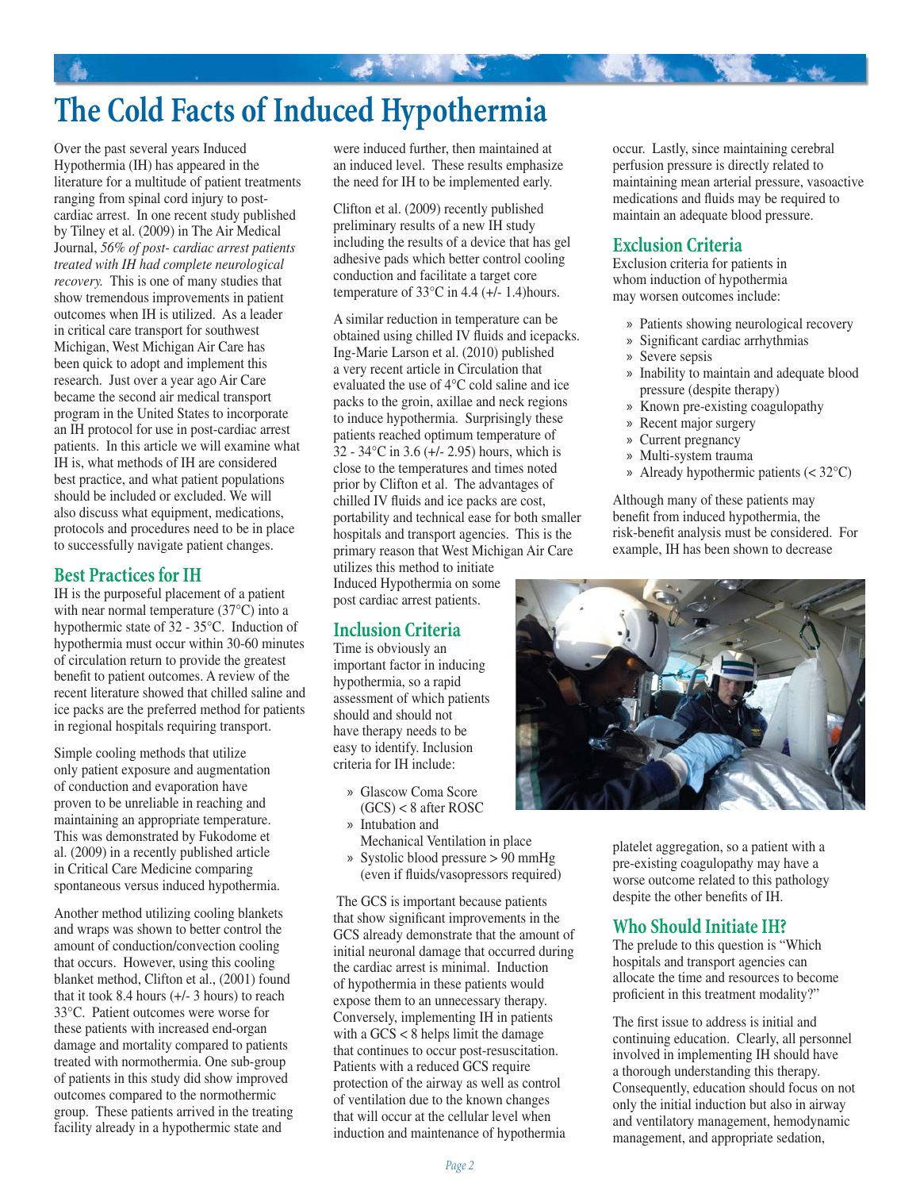# The Cold Facts of Induced Hypothermia

Over the past several years Induced Hypothermia (IH) has appeared in the literature for a multitude of patient treatments ranging from spinal cord injury to post-cardiac arrest. In one recent study published by Tilney et al. (2009) in The Air Medical Journal, *56% of post- cardiac arrest patients treated with IH had complete neurological recovery.* This is one of many studies that show tremendous improvements in patient outcomes when IH is utilized. As a leader in critical care transport for southwest Michigan, West Michigan Air Care has been quick to adopt and implement this research. Just over a year ago Air Care became the second air medical transport program in the United States to incorporate an IH protocol for use in post-cardiac arrest patients. In this article we will examine what IH is, what methods of IH are considered best practice, and what patient populations should be included or excluded. We will also discuss what equipment, medications, protocols and procedures need to be in place to successfully navigate patient changes.

## Best Practices for IH

IH is the purposeful placement of a patient with near normal temperature (37°C) into a hypothermic state of 32 - 35°C. Induction of hypothermia must occur within 30-60 minutes of circulation return to provide the greatest benefit to patient outcomes. A review of the recent literature showed that chilled saline and ice packs are the preferred method for patients in regional hospitals requiring transport.

Simple cooling methods that utilize only patient exposure and augmentation of conduction and evaporation have proven to be unreliable in reaching and maintaining an appropriate temperature. This was demonstrated by Fukodome et al. (2009) in a recently published article in Critical Care Medicine comparing spontaneous versus induced hypothermia.

Another method utilizing cooling blankets and wraps was shown to better control the amount of conduction/convection cooling that occurs. However, using this cooling blanket method, Clifton et al., (2001) found that it took 8.4 hours (+/- 3 hours) to reach 33°C. Patient outcomes were worse for these patients with increased end-organ damage and mortality compared to patients treated with normothermia. One sub-group of patients in this study did show improved outcomes compared to the normothermic group. These patients arrived in the treating facility already in a hypothermic state and were induced further, then maintained at an induced level. These results emphasize the need for IH to be implemented early.

Clifton et al. (2009) recently published preliminary results of a new IH study including the results of a device that has gel adhesive pads which better control cooling conduction and facilitate a target core temperature of 33°C in 4.4 (+/- 1.4)hours.

A similar reduction in temperature can be obtained using chilled IV fluids and icepacks. Ing-Marie Larson et al. (2010) published a very recent article in Circulation that evaluated the use of 4°C cold saline and ice packs to the groin, axillae and neck regions to induce hypothermia. Surprisingly these patients reached optimum temperature of 32 - 34°C in 3.6 (+/- 2.95) hours, which is close to the temperatures and times noted prior by Clifton et al. The advantages of chilled IV fluids and ice packs are cost, portability and technical ease for both smaller hospitals and transport agencies. This is the primary reason that West Michigan Air Care utilizes this method to initiate Induced Hypothermia on some post cardiac arrest patients.

## Inclusion Criteria

Time is obviously an important factor in inducing hypothermia, so a rapid assessment of which patients should and should not have therapy needs to be easy to identify. Inclusion criteria for IH include:

- Glascow Coma Score (GCS) < 8 after ROSC
- Intubation and Mechanical Ventilation in place
- Systolic blood pressure > 90 mmHg (even if fluids/vasopressors required)

The GCS is important because patients that show significant improvements in the GCS already demonstrate that the amount of initial neuronal damage that occurred during the cardiac arrest is minimal. Induction of hypothermia in these patients would expose them to an unnecessary therapy. Conversely, implementing IH in patients with a GCS < 8 helps limit the damage that continues to occur post-resuscitation. Patients with a reduced GCS require protection of the airway as well as control of ventilation due to the known changes that will occur at the cellular level when induction and maintenance of hypothermia occur. Lastly, since maintaining cerebral perfusion pressure is directly related to maintaining mean arterial pressure, vasoactive medications and fluids may be required to maintain an adequate blood pressure.

## Exclusion Criteria

Exclusion criteria for patients in whom induction of hypothermia may worsen outcomes include:

- Patients showing neurological recovery
- Significant cardiac arrhythmias
- Severe sepsis
- Inability to maintain and adequate blood pressure (despite therapy)
- Known pre-existing coagulopathy
- Recent major surgery
- Current pregnancy
- Multi-system trauma
- Already hypothermic patients (< 32°C)

Although many of these patients may benefit from induced hypothermia, the risk-benefit analysis must be considered. For example, IH has been shown to decrease platelet aggregation, so a patient with a pre-existing coagulopathy may have a worse outcome related to this pathology despite the other benefits of IH.

## Who Should Initiate IH?

The prelude to this question is "Which hospitals and transport agencies can allocate the time and resources to become proficient in this treatment modality?"

The first issue to address is initial and continuing education. Clearly, all personnel involved in implementing IH should have a thorough understanding this therapy. Consequently, education should focus on not only the initial induction but also in airway and ventilatory management, hemodynamic management, and appropriate sedation,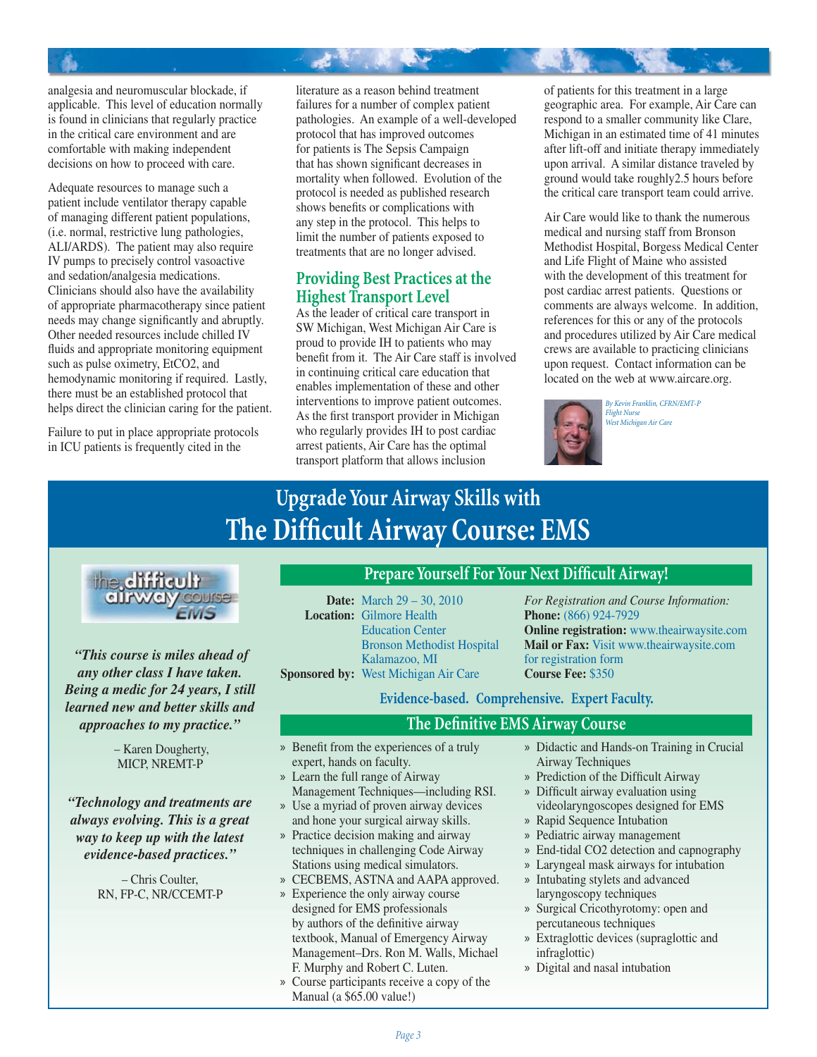analgesia and neuromuscular blockade, if applicable. This level of education normally is found in clinicians that regularly practice in the critical care environment and are comfortable with making independent decisions on how to proceed with care.

Adequate resources to manage such a patient include ventilator therapy capable of managing different patient populations, (i.e. normal, restrictive lung pathologies, ALI/ARDS). The patient may also require IV pumps to precisely control vasoactive and sedation/analgesia medications. Clinicians should also have the availability of appropriate pharmacotherapy since patient needs may change significantly and abruptly. Other needed resources include chilled IV fluids and appropriate monitoring equipment such as pulse oximetry, EtCO2, and hemodynamic monitoring if required. Lastly, there must be an established protocol that helps direct the clinician caring for the patient.

Failure to put in place appropriate protocols in ICU patients is frequently cited in the literature as a reason behind treatment failures for a number of complex patient pathologies. An example of a well-developed protocol that has improved outcomes for patients is The Sepsis Campaign that has shown significant decreases in mortality when followed. Evolution of the protocol is needed as published research shows benefits or complications with any step in the protocol. This helps to limit the number of patients exposed to treatments that are no longer advised.

## Providing Best Practices at the Highest Transport Level

As the leader of critical care transport in SW Michigan, West Michigan Air Care is proud to provide IH to patients who may benefit from it. The Air Care staff is involved in continuing critical care education that enables implementation of these and other interventions to improve patient outcomes. As the first transport provider in Michigan who regularly provides IH to post cardiac arrest patients, Air Care has the optimal transport platform that allows inclusion of patients for this treatment in a large geographic area. For example, Air Care can respond to a smaller community like Clare, Michigan in an estimated time of 41 minutes after lift-off and initiate therapy immediately upon arrival. A similar distance traveled by ground would take roughly2.5 hours before the critical care transport team could arrive.

Air Care would like to thank the numerous medical and nursing staff from Bronson Methodist Hospital, Borgess Medical Center and Life Flight of Maine who assisted with the development of this treatment for post cardiac arrest patients. Questions or comments are always welcome. In addition, references for this or any of the protocols and procedures utilized by Air Care medical crews are available to practicing clinicians upon request. Contact information can be located on the web at www.aircare.org.

*By Kevin Franklin, CFRN/EMT-P*
*Flight Nurse*
*West Michigan Air Care*

# Upgrade Your Airway Skills with The Difficult Airway Course: EMS

the difficult airway course EMS

***"This course is miles ahead of any other class I have taken. Being a medic for 24 years, I still learned new and better skills and approaches to my practice."***

– Karen Dougherty, MICP, NREMT-P

***"Technology and treatments are always evolving. This is a great way to keep up with the latest evidence-based practices."***

– Chris Coulter, RN, FP-C, NR/CCEMT-P

## Prepare Yourself For Your Next Difficult Airway!

**Date:** March 29 – 30, 2010
**Location:** Gilmore Health Education Center, Bronson Methodist Hospital, Kalamazoo, MI
**Sponsored by:** West Michigan Air Care

*For Registration and Course Information:*
**Phone:** (866) 924-7929
**Online registration:** www.theairwaysite.com
**Mail or Fax:** Visit www.theairwaysite.com for registration form
**Course Fee:** $350

**Evidence-based. Comprehensive. Expert Faculty.**

## The Definitive EMS Airway Course

- Benefit from the experiences of a truly expert, hands on faculty.
- Learn the full range of Airway Management Techniques–including RSI.
- Use a myriad of proven airway devices and hone your surgical airway skills.
- Practice decision making and airway techniques in challenging Code Airway Stations using medical simulators.
- CECBEMS, ASTNA and AAPA approved.
- Experience the only airway course designed for EMS professionals by authors of the definitive airway textbook, Manual of Emergency Airway Management–Drs. Ron M. Walls, Michael F. Murphy and Robert C. Luten.
- Course participants receive a copy of the Manual (a $65.00 value!)
- Didactic and Hands-on Training in Crucial Airway Techniques
- Prediction of the Difficult Airway
- Difficult airway evaluation using videolaryngoscopes designed for EMS
- Rapid Sequence Intubation
- Pediatric airway management
- End-tidal CO2 detection and capnography
- Laryngeal mask airways for intubation
- Intubating stylets and advanced laryngoscopy techniques
- Surgical Cricothyrotomy: open and percutaneous techniques
- Extraglottic devices (supraglottic and infraglottic)
- Digital and nasal intubation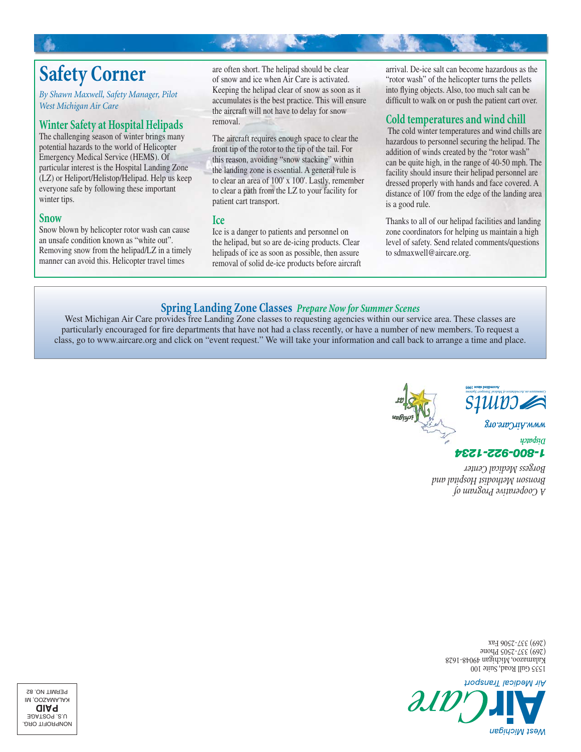# Safety Corner

*By Shawn Maxwell, Safety Manager, Pilot*
*West Michigan Air Care*

## Winter Safety at Hospital Helipads

The challenging season of winter brings many potential hazards to the world of Helicopter Emergency Medical Service (HEMS). Of particular interest is the Hospital Landing Zone (LZ) or Heliport/Helistop/Helipad. Help us keep everyone safe by following these important winter tips.

### Snow

Snow blown by helicopter rotor wash can cause an unsafe condition known as "white out". Removing snow from the helipad/LZ in a timely manner can avoid this. Helicopter travel times are often short. The helipad should be clear of snow and ice when Air Care is activated. Keeping the helipad clear of snow as soon as it accumulates is the best practice. This will ensure the aircraft will not have to delay for snow removal.

The aircraft requires enough space to clear the front tip of the rotor to the tip of the tail. For this reason, avoiding "snow stacking" within the landing zone is essential. A general rule is to clear an area of 100' x 100'. Lastly, remember to clear a path from the LZ to your facility for patient cart transport.

### Ice

Ice is a danger to patients and personnel on the helipad, but so are de-icing products. Clear helipads of ice as soon as possible, then assure removal of solid de-ice products before aircraft arrival. De-ice salt can become hazardous as the "rotor wash" of the helicopter turns the pellets into flying objects. Also, too much salt can be difficult to walk on or push the patient cart over.

### Cold temperatures and wind chill

The cold winter temperatures and wind chills are hazardous to personnel securing the helipad. The addition of winds created by the "rotor wash" can be quite high, in the range of 40-50 mph. The facility should insure their helipad personnel are dressed properly with hands and face covered. A distance of 100' from the edge of the landing area is a good rule.

Thanks to all of our helipad facilities and landing zone coordinators for helping us maintain a high level of safety. Send related comments/questions to sdmaxwell@aircare.org.

## Spring Landing Zone Classes *Prepare Now for Summer Scenes*

West Michigan Air Care provides free Landing Zone classes to requesting agencies within our service area. These classes are particularly encouraged for fire departments that have not had a class recently, or have a number of new members. To request a class, go to www.aircare.org and click on "event request." We will take your information and call back to arrange a time and place.

---

*A Cooperative Program of*
*Bronson Methodist Hospital and*
*Borgess Medical Center*

**1-800-922-1234**
*Dispatch*

*www.AirCare.org*

CAMTS
Commission on Accreditation of Medical Transport Systems
Accredited since 1995

Michigan

West Michigan
**Air** Care
*Air Medical Transport*

1535 Gull Road, Suite 100
Kalamazoo, Michigan 49048-1628
(269) 337-2505 Phone
(269) 337-2506 Fax

NONPROFIT ORG.
U.S. POSTAGE
**PAID**
KALAMAZOO, MI
PERMIT NO. 82